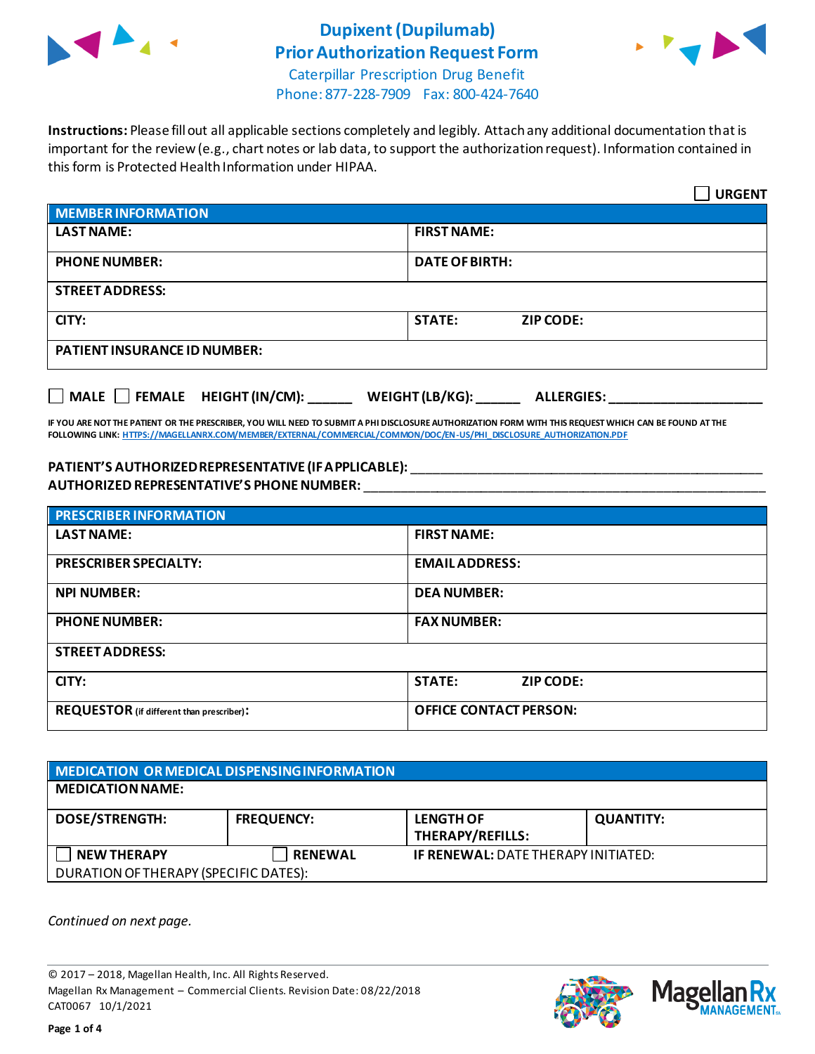# Dupixent (Dupilumab)
# Prior Authorization Request Form

Caterpillar Prescription Drug Benefit
Phone: 877-228-7909 Fax: 800-424-7640

**Instructions:** Please fill out all applicable sections completely and legibly. Attach any additional documentation that is important for the review (e.g., chart notes or lab data, to support the authorization request). Information contained in this form is Protected Health Information under HIPAA.

☐ **URGENT**

| MEMBER INFORMATION | | |
|---|---|---|
| **LAST NAME:** | **FIRST NAME:** | |
| **PHONE NUMBER:** | **DATE OF BIRTH:** | |
| **STREET ADDRESS:** | | |
| **CITY:** | **STATE:** | **ZIP CODE:** |
| **PATIENT INSURANCE ID NUMBER:** | | |

☐ **MALE** ☐ **FEMALE** **HEIGHT (IN/CM):** ______ **WEIGHT (LB/KG):** ______ **ALLERGIES:** ____________________

**IF YOU ARE NOT THE PATIENT OR THE PRESCRIBER, YOU WILL NEED TO SUBMIT A PHI DISCLOSURE AUTHORIZATION FORM WITH THIS REQUEST WHICH CAN BE FOUND AT THE FOLLOWING LINK: HTTPS://MAGELLANRX.COM/MEMBER/EXTERNAL/COMMERCIAL/COMMON/DOC/EN-US/PHI_DISCLOSURE_AUTHORIZATION.PDF**

**PATIENT'S AUTHORIZED REPRESENTATIVE (IF APPLICABLE):** ______________________________________________
**AUTHORIZED REPRESENTATIVE'S PHONE NUMBER:** ______________________________________________

| PRESCRIBER INFORMATION | | |
|---|---|---|
| **LAST NAME:** | **FIRST NAME:** | |
| **PRESCRIBER SPECIALTY:** | **EMAIL ADDRESS:** | |
| **NPI NUMBER:** | **DEA NUMBER:** | |
| **PHONE NUMBER:** | **FAX NUMBER:** | |
| **STREET ADDRESS:** | | |
| **CITY:** | **STATE:** | **ZIP CODE:** |
| **REQUESTOR** (if different than prescriber)**:** | **OFFICE CONTACT PERSON:** | |

| MEDICATION OR MEDICAL DISPENSING INFORMATION | | | |
|---|---|---|---|
| **MEDICATION NAME:** | | | |
| **DOSE/STRENGTH:** | **FREQUENCY:** | **LENGTH OF THERAPY/REFILLS:** | **QUANTITY:** |
| ☐ **NEW THERAPY** | ☐ **RENEWAL** | **IF RENEWAL:** DATE THERAPY INITIATED: | |
| DURATION OF THERAPY (SPECIFIC DATES): | | | |

*Continued on next page.*

© 2017 – 2018, Magellan Health, Inc. All Rights Reserved.
Magellan Rx Management – Commercial Clients. Revision Date: 08/22/2018
CAT0067 10/1/2021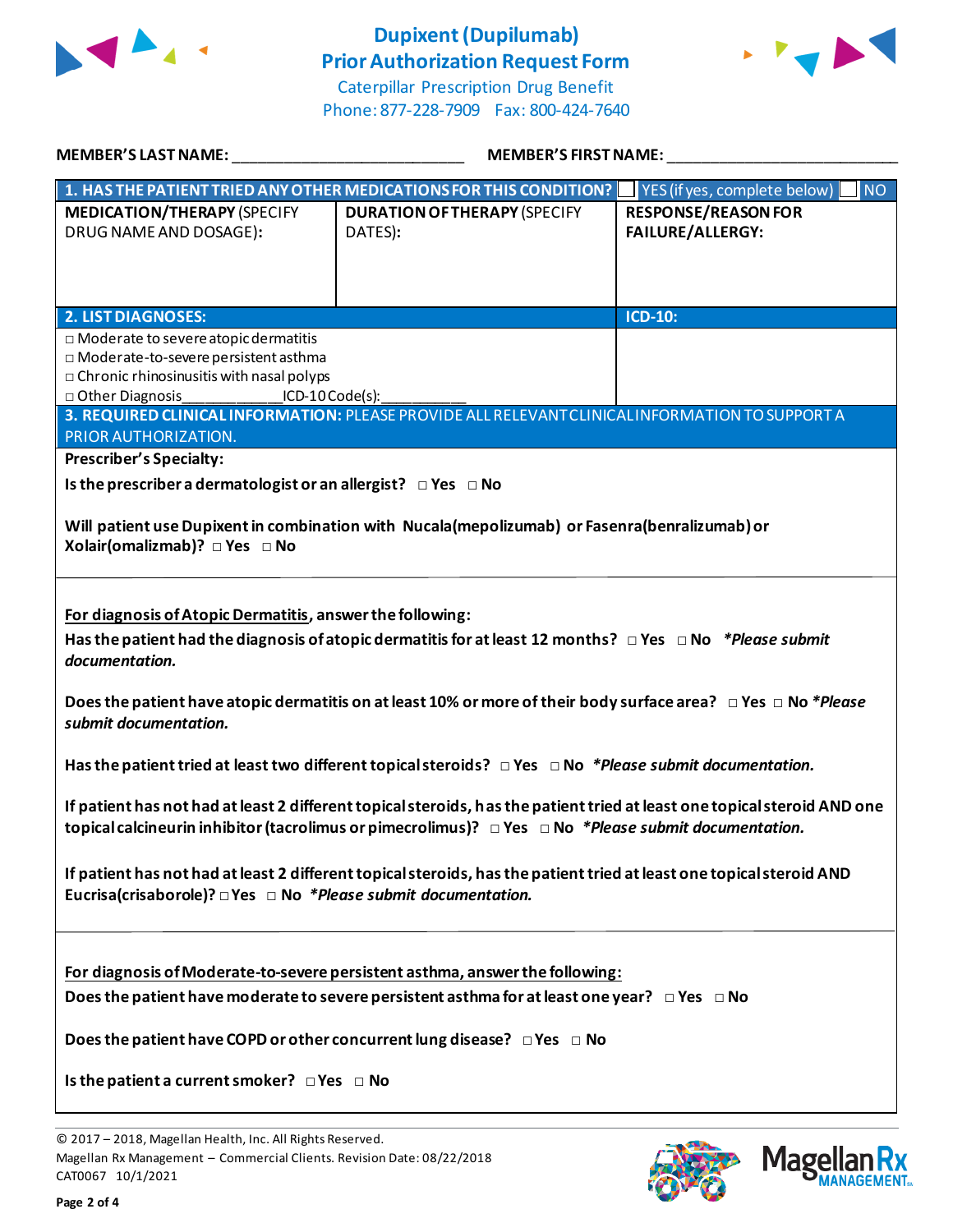# Dupixent (Dupilumab)
## Prior Authorization Request Form

Caterpillar Prescription Drug Benefit
Phone: 877-228-7909 Fax: 800-424-7640

**MEMBER'S LAST NAME:** ___________________________ **MEMBER'S FIRST NAME:** ___________________________

| **1. HAS THE PATIENT TRIED ANY OTHER MEDICATIONS FOR THIS CONDITION?** ☐ YES (if yes, complete below) ☐ NO | | |
|---|---|---|
| **MEDICATION/THERAPY** (SPECIFY DRUG NAME AND DOSAGE): | **DURATION OF THERAPY** (SPECIFY DATES): | **RESPONSE/REASON FOR FAILURE/ALLERGY:** |
| | | |

| **2. LIST DIAGNOSES:** | **ICD-10:** |
|---|---|
| □ Moderate to severe atopic dermatitis<br>□ Moderate-to-severe persistent asthma<br>□ Chronic rhinosinusitis with nasal polyps<br>□ Other Diagnosis___________ICD-10 Code(s):__________ | |

**3. REQUIRED CLINICAL INFORMATION:** PLEASE PROVIDE ALL RELEVANT CLINICAL INFORMATION TO SUPPORT A PRIOR AUTHORIZATION.

**Prescriber's Specialty:**

**Is the prescriber a dermatologist or an allergist?** □ Yes □ No

**Will patient use Dupixent in combination with Nucala (mepolizumab) or Fasenra (benralizumab) or Xolair (omalizmab)?** □ Yes □ No

**For diagnosis of Atopic Dermatitis, answer the following:**

**Has the patient had the diagnosis of atopic dermatitis for at least 12 months?** □ Yes □ No ***Please submit documentation.***

**Does the patient have atopic dermatitis on at least 10% or more of their body surface area?** □ Yes □ No ***Please submit documentation.***

**Has the patient tried at least two different topical steroids?** □ Yes □ No ***Please submit documentation.***

**If patient has not had at least 2 different topical steroids, has the patient tried at least one topical steroid AND one topical calcineurin inhibitor (tacrolimus or pimecrolimus)?** □ Yes □ No ***Please submit documentation.***

**If patient has not had at least 2 different topical steroids, has the patient tried at least one topical steroid AND Eucrisa (crisaborole)?** □ Yes □ No ***Please submit documentation.***

**For diagnosis of Moderate-to-severe persistent asthma, answer the following:**

**Does the patient have moderate to severe persistent asthma for at least one year?** □ Yes □ No

**Does the patient have COPD or other concurrent lung disease?** □ Yes □ No

**Is the patient a current smoker?** □ Yes □ No

© 2017 – 2018, Magellan Health, Inc. All Rights Reserved.
Magellan Rx Management – Commercial Clients. Revision Date: 08/22/2018
CAT0067 10/1/2021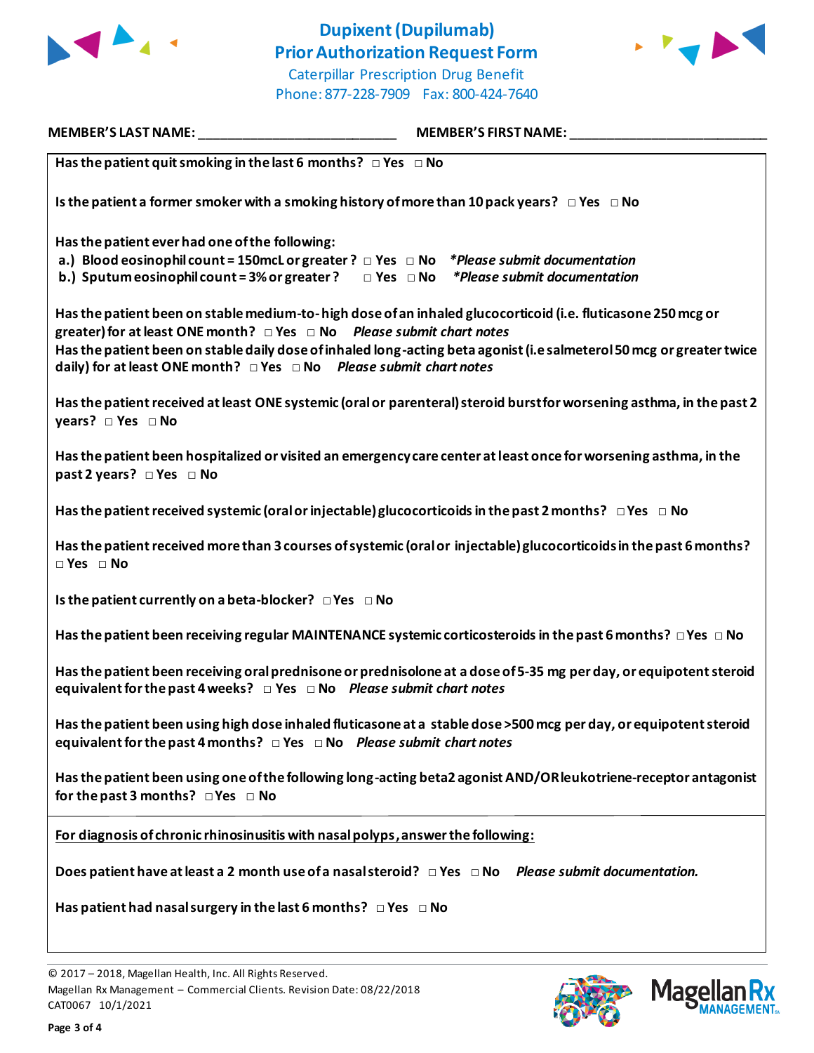**MEMBER'S LAST NAME:** ___________________________ **MEMBER'S FIRST NAME:** ___________________________

**Has the patient quit smoking in the last 6 months?** □ Yes □ No

**Is the patient a former smoker with a smoking history of more than 10 pack years?** □ Yes □ No

**Has the patient ever had one of the following:**

**a.) Blood eosinophil count = 150mcL or greater ?** □ Yes □ No *\*Please submit documentation*

**b.) Sputum eosinophil count = 3% or greater ?** □ Yes □ No *\*Please submit documentation*

**Has the patient been on stable medium-to-high dose of an inhaled glucocorticoid (i.e. fluticasone 250 mcg or greater) for at least ONE month?** □ Yes □ No *Please submit chart notes*

**Has the patient been on stable daily dose of inhaled long-acting beta agonist (i.e salmeterol 50 mcg or greater twice daily) for at least ONE month?** □ Yes □ No *Please submit chart notes*

**Has the patient received at least ONE systemic (oral or parenteral) steroid burst for worsening asthma, in the past 2 years?** □ Yes □ No

**Has the patient been hospitalized or visited an emergency care center at least once for worsening asthma, in the past 2 years?** □ Yes □ No

**Has the patient received systemic (oral or injectable) glucocorticoids in the past 2 months?** □ Yes □ No

**Has the patient received more than 3 courses of systemic (oral or injectable) glucocorticoids in the past 6 months?** □ Yes □ No

**Is the patient currently on a beta-blocker?** □ Yes □ No

**Has the patient been receiving regular MAINTENANCE systemic corticosteroids in the past 6 months?** □ Yes □ No

**Has the patient been receiving oral prednisone or prednisolone at a dose of 5-35 mg per day, or equipotent steroid equivalent for the past 4 weeks?** □ Yes □ No *Please submit chart notes*

**Has the patient been using high dose inhaled fluticasone at a stable dose >500 mcg per day, or equipotent steroid equivalent for the past 4 months?** □ Yes □ No *Please submit chart notes*

**Has the patient been using one of the following long-acting beta2 agonist AND/OR leukotriene-receptor antagonist for the past 3 months?** □ Yes □ No

**<u>For diagnosis of chronic rhinosinusitis with nasal polyps, answer the following:</u>**

**Does patient have at least a 2 month use of a nasal steroid?** □ Yes □ No ***Please submit documentation.***

**Has patient had nasal surgery in the last 6 months?** □ Yes □ No

© 2017 – 2018, Magellan Health, Inc. All Rights Reserved.
Magellan Rx Management – Commercial Clients. Revision Date: 08/22/2018
CAT0067 10/1/2021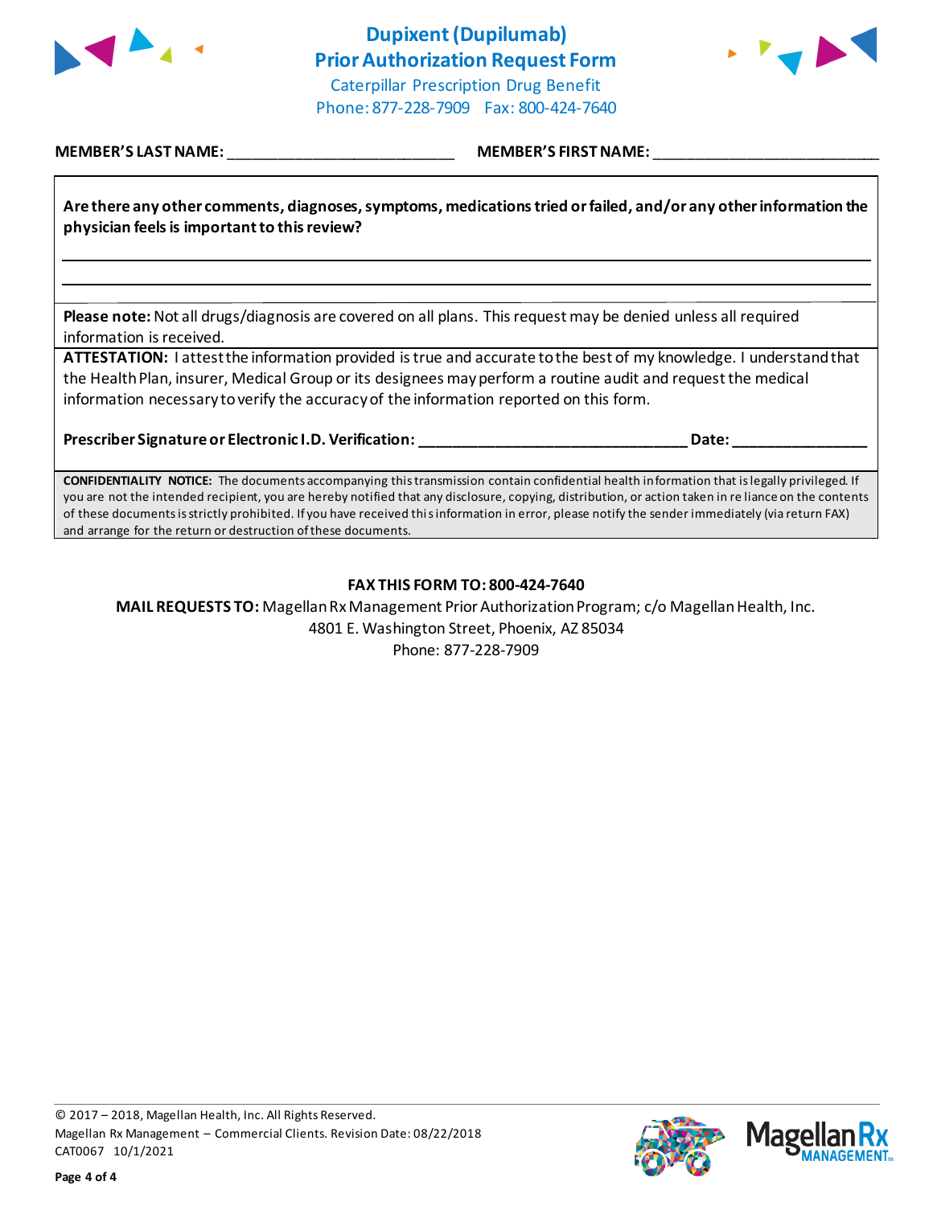# Dupixent (Dupilumab) Prior Authorization Request Form

Caterpillar Prescription Drug Benefit
Phone: 877-228-7909 Fax: 800-424-7640

**MEMBER'S LAST NAME:** ___________________________ **MEMBER'S FIRST NAME:** ___________________________

**Are there any other comments, diagnoses, symptoms, medications tried or failed, and/or any other information the physician feels is important to this review?**

_______________________________________________________________________________

_______________________________________________________________________________

**Please note:** Not all drugs/diagnosis are covered on all plans. This request may be denied unless all required information is received.

**ATTESTATION:** I attest the information provided is true and accurate to the best of my knowledge. I understand that the Health Plan, insurer, Medical Group or its designees may perform a routine audit and request the medical information necessary to verify the accuracy of the information reported on this form.

**Prescriber Signature or Electronic I.D. Verification:** _______________________________ **Date:** _______________

**CONFIDENTIALITY NOTICE:** The documents accompanying this transmission contain confidential health information that is legally privileged. If you are not the intended recipient, you are hereby notified that any disclosure, copying, distribution, or action taken in reliance on the contents of these documents is strictly prohibited. If you have received this information in error, please notify the sender immediately (via return FAX) and arrange for the return or destruction of these documents.

**FAX THIS FORM TO: 800-424-7640**

**MAIL REQUESTS TO:** Magellan Rx Management Prior Authorization Program; c/o Magellan Health, Inc.
4801 E. Washington Street, Phoenix, AZ 85034
Phone: 877-228-7909

© 2017 – 2018, Magellan Health, Inc. All Rights Reserved.
Magellan Rx Management – Commercial Clients. Revision Date: 08/22/2018
CAT0067 10/1/2021